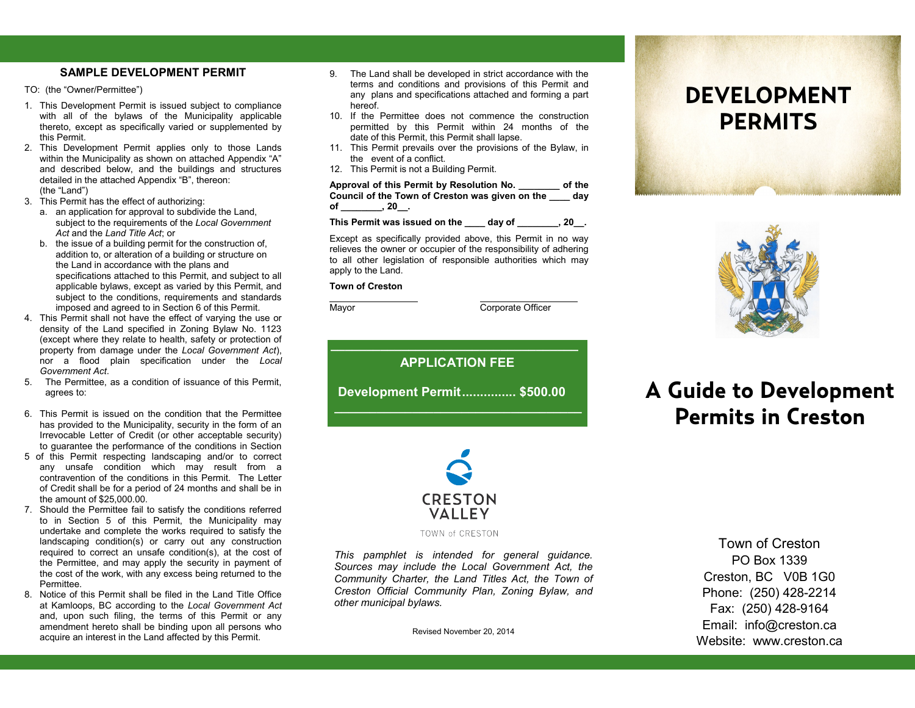## SAMPLE DEVELOPMENT PERMIT

TO: (the "Owner/Permittee")

1. This Development Permit is issued subject to compliance with all of the bylaws of the Municipality applicable thereto, except as specifically varied or supplemented by this Permit.
2. This Development Permit applies only to those Lands within the Municipality as shown on attached Appendix "A" and described below, and the buildings and structures detailed in the attached Appendix "B", thereon:
   (the "Land")
3. This Permit has the effect of authorizing:
   a. an application for approval to subdivide the Land, subject to the requirements of the *Local Government Act* and the *Land Title Act*; or
   b. the issue of a building permit for the construction of, addition to, or alteration of a building or structure on the Land in accordance with the plans and specifications attached to this Permit, and subject to all applicable bylaws, except as varied by this Permit, and subject to the conditions, requirements and standards imposed and agreed to in Section 6 of this Permit.
4. This Permit shall not have the effect of varying the use or density of the Land specified in Zoning Bylaw No. 1123 (except where they relate to health, safety or protection of property from damage under the *Local Government Act*), nor a flood plain specification under the *Local Government Act*.
5. The Permittee, as a condition of issuance of this Permit, agrees to:

6. This Permit is issued on the condition that the Permittee has provided to the Municipality, security in the form of an Irrevocable Letter of Credit (or other acceptable security) to guarantee the performance of the conditions in Section 5 of this Permit respecting landscaping and/or to correct any unsafe condition which may result from a contravention of the conditions in this Permit. The Letter of Credit shall be for a period of 24 months and shall be in the amount of $25,000.00.
7. Should the Permittee fail to satisfy the conditions referred to in Section 5 of this Permit, the Municipality may undertake and complete the works required to satisfy the landscaping condition(s) or carry out any construction required to correct an unsafe condition(s), at the cost of the Permittee, and may apply the security in payment of the cost of the work, with any excess being returned to the Permittee.
8. Notice of this Permit shall be filed in the Land Title Office at Kamloops, BC according to the *Local Government Act* and, upon such filing, the terms of this Permit or any amendment hereto shall be binding upon all persons who acquire an interest in the Land affected by this Permit.
9. The Land shall be developed in strict accordance with the terms and conditions and provisions of this Permit and any plans and specifications attached and forming a part hereof.
10. If the Permittee does not commence the construction permitted by this Permit within 24 months of the date of this Permit, this Permit shall lapse.
11. This Permit prevails over the provisions of the Bylaw, in the event of a conflict.
12. This Permit is not a Building Permit.

**Approval of this Permit by Resolution No. ________ of the Council of the Town of Creston was given on the ____ day of ________, 20__.**

**This Permit was issued on the ____ day of ________, 20__.**

Except as specifically provided above, this Permit in no way relieves the owner or occupier of the responsibility of adhering to all other legislation of responsible authorities which may apply to the Land.

**Town of Creston**

_________________ &nbsp;&nbsp;&nbsp;&nbsp;&nbsp;&nbsp;&nbsp;&nbsp; _________________

Mayor &nbsp;&nbsp;&nbsp;&nbsp;&nbsp;&nbsp;&nbsp;&nbsp;&nbsp;&nbsp;&nbsp;&nbsp;&nbsp;&nbsp;&nbsp;&nbsp;&nbsp;&nbsp;&nbsp;&nbsp;&nbsp;&nbsp;&nbsp;&nbsp; Corporate Officer

### APPLICATION FEE

**Development Permit............... $500.00**

CRESTON VALLEY

TOWN of CRESTON

*This pamphlet is intended for general guidance. Sources may include the Local Government Act, the Community Charter, the Land Titles Act, the Town of Creston Official Community Plan, Zoning Bylaw, and other municipal bylaws.*

Revised November 20, 2014

# DEVELOPMENT PERMITS

# A Guide to Development Permits in Creston

Town of Creston
PO Box 1339
Creston, BC V0B 1G0
Phone: (250) 428-2214
Fax: (250) 428-9164
Email: info@creston.ca
Website: www.creston.ca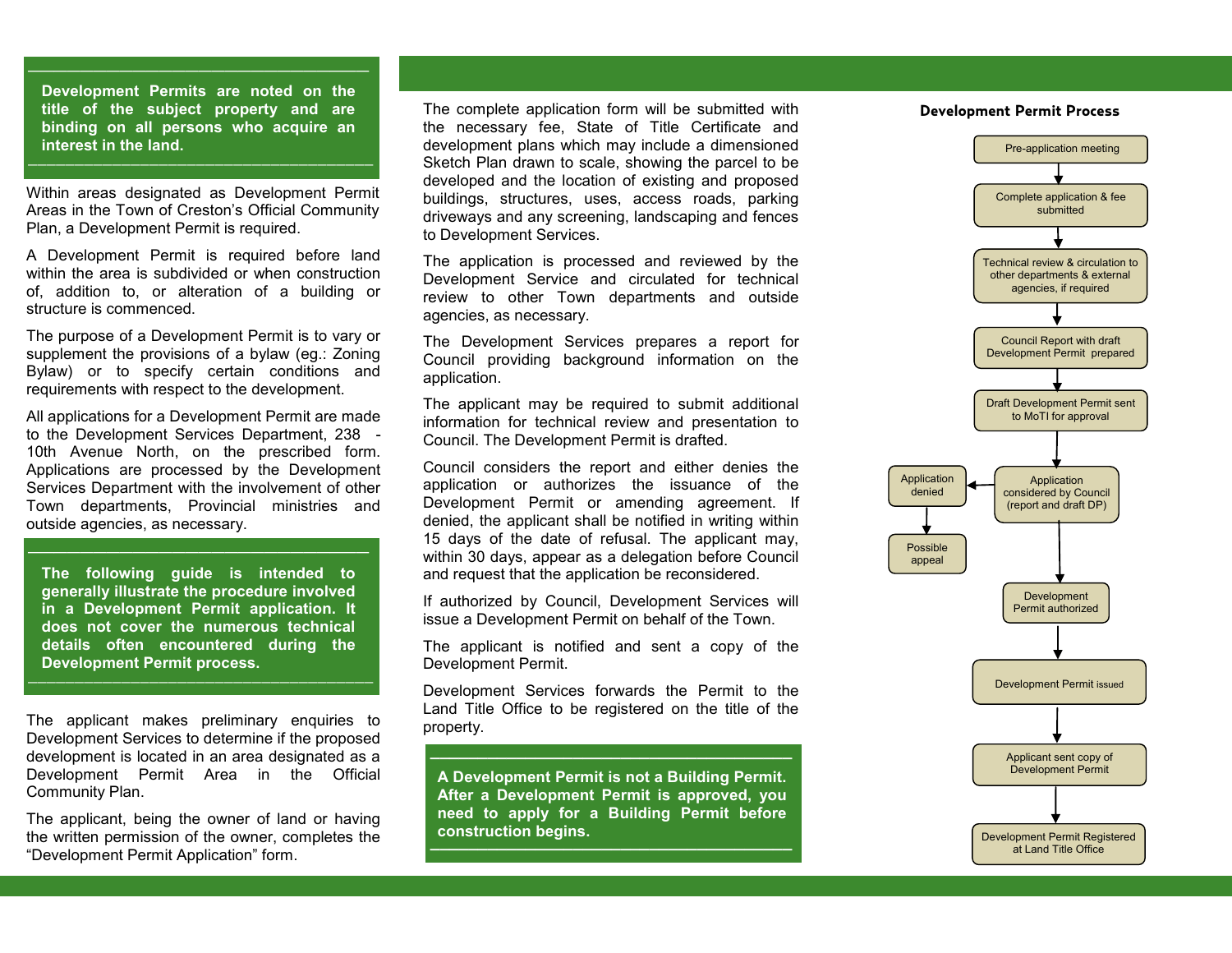**Development Permits are noted on the title of the subject property and are binding on all persons who acquire an interest in the land.**

Within areas designated as Development Permit Areas in the Town of Creston's Official Community Plan, a Development Permit is required.

A Development Permit is required before land within the area is subdivided or when construction of, addition to, or alteration of a building or structure is commenced.

The purpose of a Development Permit is to vary or supplement the provisions of a bylaw (eg.: Zoning Bylaw) or to specify certain conditions and requirements with respect to the development.

All applications for a Development Permit are made to the Development Services Department, 238 - 10th Avenue North, on the prescribed form. Applications are processed by the Development Services Department with the involvement of other Town departments, Provincial ministries and outside agencies, as necessary.

**The following guide is intended to generally illustrate the procedure involved in a Development Permit application. It does not cover the numerous technical details often encountered during the Development Permit process.**

The applicant makes preliminary enquiries to Development Services to determine if the proposed development is located in an area designated as a Development Permit Area in the Official Community Plan.

The applicant, being the owner of land or having the written permission of the owner, completes the "Development Permit Application" form.

The complete application form will be submitted with the necessary fee, State of Title Certificate and development plans which may include a dimensioned Sketch Plan drawn to scale, showing the parcel to be developed and the location of existing and proposed buildings, structures, uses, access roads, parking driveways and any screening, landscaping and fences to Development Services.

The application is processed and reviewed by the Development Service and circulated for technical review to other Town departments and outside agencies, as necessary.

The Development Services prepares a report for Council providing background information on the application.

The applicant may be required to submit additional information for technical review and presentation to Council. The Development Permit is drafted.

Council considers the report and either denies the application or authorizes the issuance of the Development Permit or amending agreement. If denied, the applicant shall be notified in writing within 15 days of the date of refusal. The applicant may, within 30 days, appear as a delegation before Council and request that the application be reconsidered.

If authorized by Council, Development Services will issue a Development Permit on behalf of the Town.

The applicant is notified and sent a copy of the Development Permit.

Development Services forwards the Permit to the Land Title Office to be registered on the title of the property.

**A Development Permit is not a Building Permit. After a Development Permit is approved, you need to apply for a Building Permit before construction begins.**

## Development Permit Process

Pre-application meeting

Complete application & fee submitted

Technical review & circulation to other departments & external agencies, if required

Council Report with draft Development Permit prepared

Draft Development Permit sent to MoTI for approval

Application considered by Council (report and draft DP)

Application denied

Possible appeal

Development Permit authorized

Development Permit issued

Applicant sent copy of Development Permit

Development Permit Registered at Land Title Office